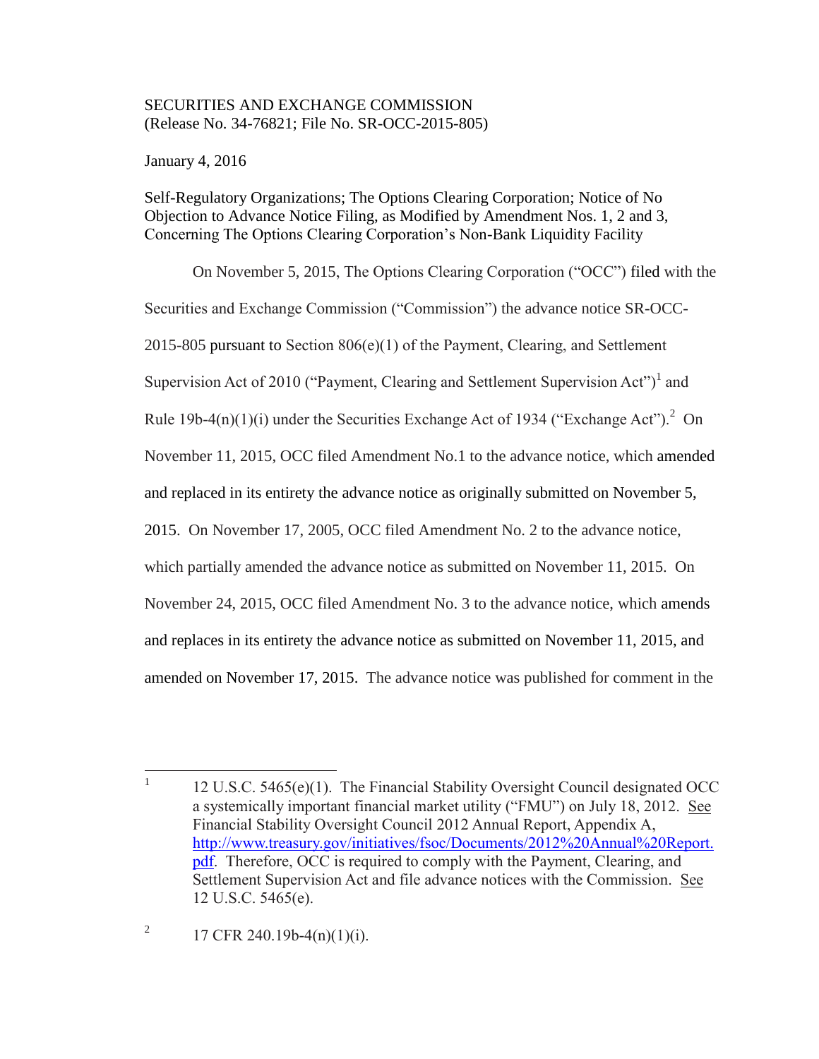SECURITIES AND EXCHANGE COMMISSION
(Release No. 34-76821; File No. SR-OCC-2015-805)

January 4, 2016

Self-Regulatory Organizations; The Options Clearing Corporation; Notice of No Objection to Advance Notice Filing, as Modified by Amendment Nos. 1, 2 and 3, Concerning The Options Clearing Corporation's Non-Bank Liquidity Facility

On November 5, 2015, The Options Clearing Corporation ("OCC") filed with the Securities and Exchange Commission ("Commission") the advance notice SR-OCC-2015-805 pursuant to Section 806(e)(1) of the Payment, Clearing, and Settlement Supervision Act of 2010 ("Payment, Clearing and Settlement Supervision Act")[1] and Rule 19b-4(n)(1)(i) under the Securities Exchange Act of 1934 ("Exchange Act").[2] On November 11, 2015, OCC filed Amendment No.1 to the advance notice, which amended and replaced in its entirety the advance notice as originally submitted on November 5, 2015. On November 17, 2005, OCC filed Amendment No. 2 to the advance notice, which partially amended the advance notice as submitted on November 11, 2015. On November 24, 2015, OCC filed Amendment No. 3 to the advance notice, which amends and replaces in its entirety the advance notice as submitted on November 11, 2015, and amended on November 17, 2015. The advance notice was published for comment in the

---

[1] 12 U.S.C. 5465(e)(1). The Financial Stability Oversight Council designated OCC a systemically important financial market utility ("FMU") on July 18, 2012. See Financial Stability Oversight Council 2012 Annual Report, Appendix A, http://www.treasury.gov/initiatives/fsoc/Documents/2012%20Annual%20Report.pdf. Therefore, OCC is required to comply with the Payment, Clearing, and Settlement Supervision Act and file advance notices with the Commission. See 12 U.S.C. 5465(e).

[2] 17 CFR 240.19b-4(n)(1)(i).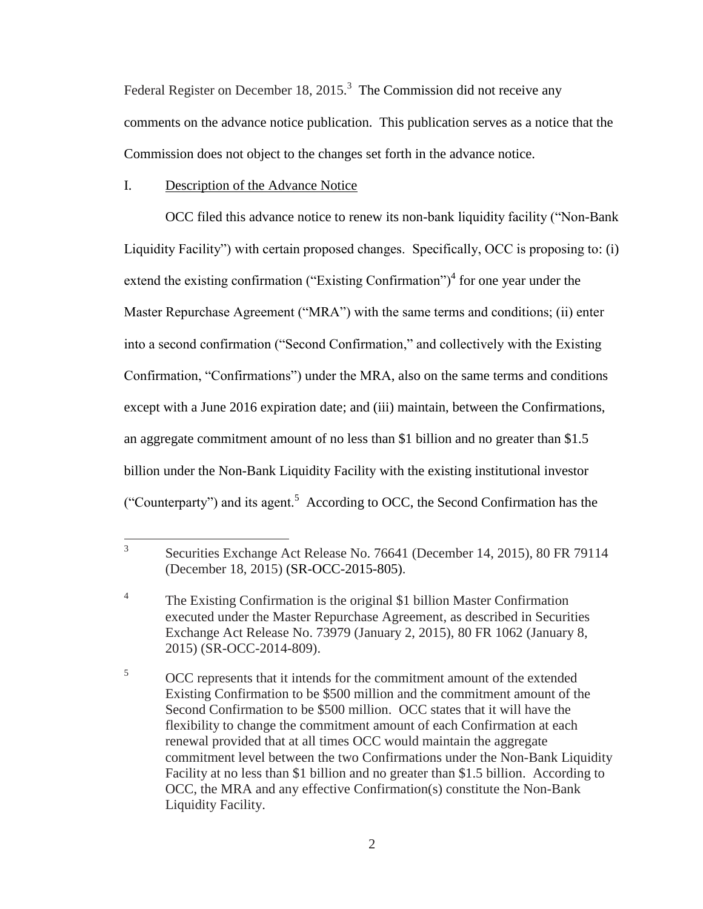Federal Register on December 18, 2015.[3] The Commission did not receive any comments on the advance notice publication. This publication serves as a notice that the Commission does not object to the changes set forth in the advance notice.

I. Description of the Advance Notice

OCC filed this advance notice to renew its non-bank liquidity facility ("Non-Bank Liquidity Facility") with certain proposed changes. Specifically, OCC is proposing to: (i) extend the existing confirmation ("Existing Confirmation")[4] for one year under the Master Repurchase Agreement ("MRA") with the same terms and conditions; (ii) enter into a second confirmation ("Second Confirmation," and collectively with the Existing Confirmation, "Confirmations") under the MRA, also on the same terms and conditions except with a June 2016 expiration date; and (iii) maintain, between the Confirmations, an aggregate commitment amount of no less than $1 billion and no greater than $1.5 billion under the Non-Bank Liquidity Facility with the existing institutional investor ("Counterparty") and its agent.[5] According to OCC, the Second Confirmation has the

---

[3] Securities Exchange Act Release No. 76641 (December 14, 2015), 80 FR 79114 (December 18, 2015) (SR-OCC-2015-805).

[4] The Existing Confirmation is the original $1 billion Master Confirmation executed under the Master Repurchase Agreement, as described in Securities Exchange Act Release No. 73979 (January 2, 2015), 80 FR 1062 (January 8, 2015) (SR-OCC-2014-809).

[5] OCC represents that it intends for the commitment amount of the extended Existing Confirmation to be $500 million and the commitment amount of the Second Confirmation to be $500 million. OCC states that it will have the flexibility to change the commitment amount of each Confirmation at each renewal provided that at all times OCC would maintain the aggregate commitment level between the two Confirmations under the Non-Bank Liquidity Facility at no less than $1 billion and no greater than $1.5 billion. According to OCC, the MRA and any effective Confirmation(s) constitute the Non-Bank Liquidity Facility.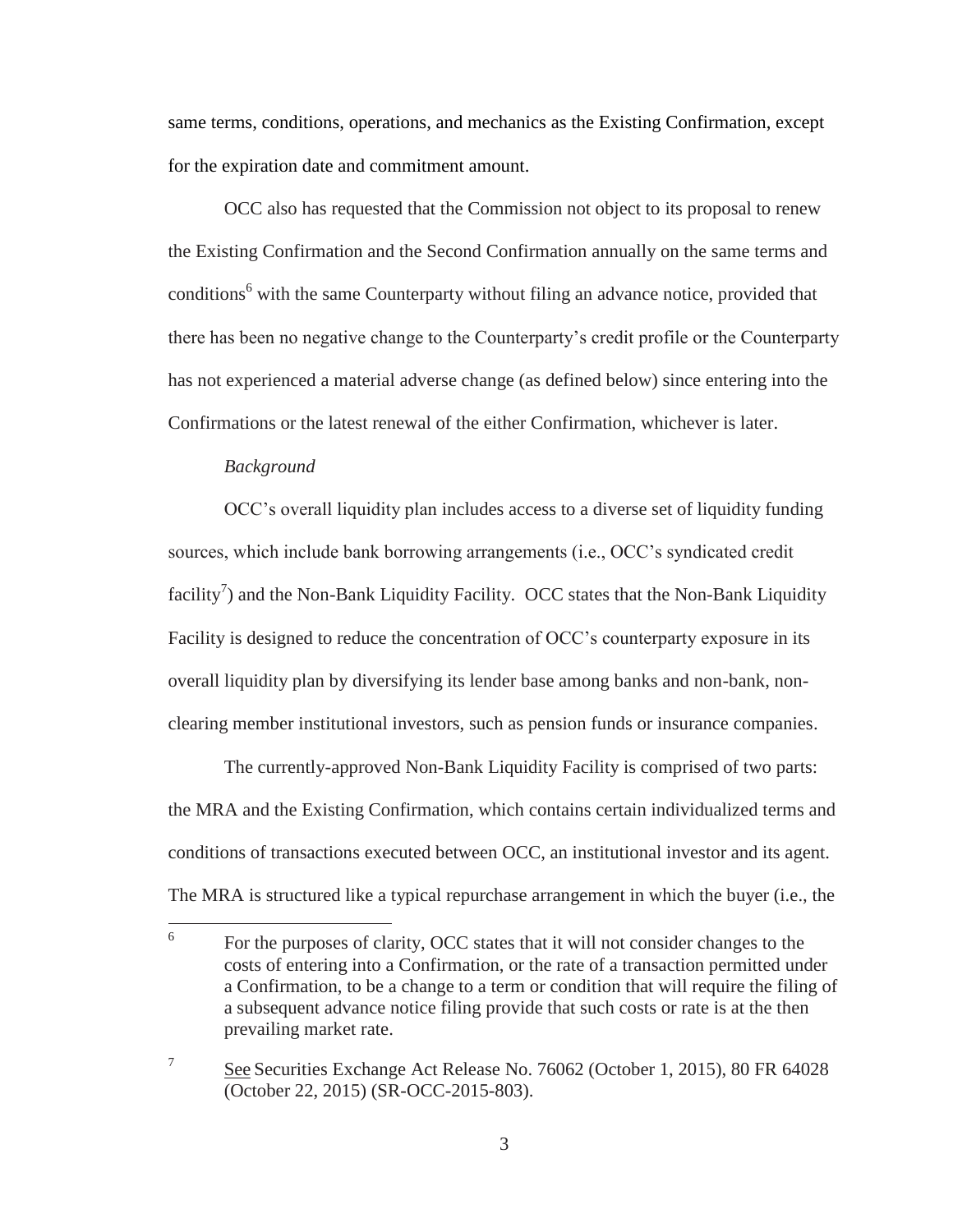same terms, conditions, operations, and mechanics as the Existing Confirmation, except for the expiration date and commitment amount.

OCC also has requested that the Commission not object to its proposal to renew the Existing Confirmation and the Second Confirmation annually on the same terms and conditions[6] with the same Counterparty without filing an advance notice, provided that there has been no negative change to the Counterparty's credit profile or the Counterparty has not experienced a material adverse change (as defined below) since entering into the Confirmations or the latest renewal of the either Confirmation, whichever is later.

*Background*

OCC's overall liquidity plan includes access to a diverse set of liquidity funding sources, which include bank borrowing arrangements (i.e., OCC's syndicated credit facility[7]) and the Non-Bank Liquidity Facility. OCC states that the Non-Bank Liquidity Facility is designed to reduce the concentration of OCC's counterparty exposure in its overall liquidity plan by diversifying its lender base among banks and non-bank, non-clearing member institutional investors, such as pension funds or insurance companies.

The currently-approved Non-Bank Liquidity Facility is comprised of two parts: the MRA and the Existing Confirmation, which contains certain individualized terms and conditions of transactions executed between OCC, an institutional investor and its agent. The MRA is structured like a typical repurchase arrangement in which the buyer (i.e., the

---

[6] For the purposes of clarity, OCC states that it will not consider changes to the costs of entering into a Confirmation, or the rate of a transaction permitted under a Confirmation, to be a change to a term or condition that will require the filing of a subsequent advance notice filing provide that such costs or rate is at the then prevailing market rate.

[7] See Securities Exchange Act Release No. 76062 (October 1, 2015), 80 FR 64028 (October 22, 2015) (SR-OCC-2015-803).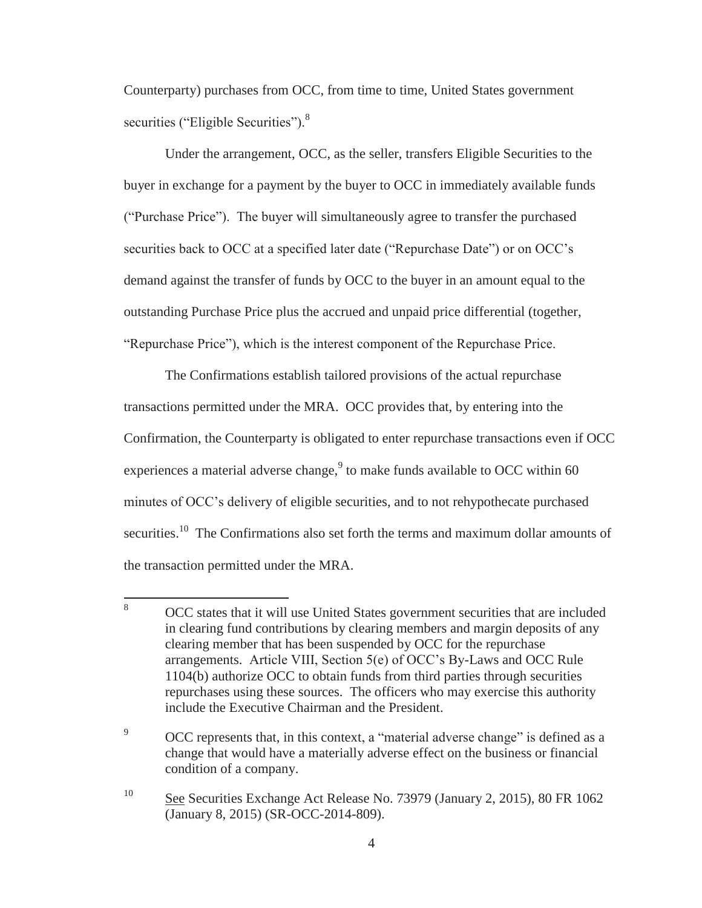Counterparty) purchases from OCC, from time to time, United States government securities ("Eligible Securities").[8]

Under the arrangement, OCC, as the seller, transfers Eligible Securities to the buyer in exchange for a payment by the buyer to OCC in immediately available funds ("Purchase Price"). The buyer will simultaneously agree to transfer the purchased securities back to OCC at a specified later date ("Repurchase Date") or on OCC's demand against the transfer of funds by OCC to the buyer in an amount equal to the outstanding Purchase Price plus the accrued and unpaid price differential (together, "Repurchase Price"), which is the interest component of the Repurchase Price.

The Confirmations establish tailored provisions of the actual repurchase transactions permitted under the MRA. OCC provides that, by entering into the Confirmation, the Counterparty is obligated to enter repurchase transactions even if OCC experiences a material adverse change,[9] to make funds available to OCC within 60 minutes of OCC's delivery of eligible securities, and to not rehypothecate purchased securities.[10] The Confirmations also set forth the terms and maximum dollar amounts of the transaction permitted under the MRA.

---

[8] OCC states that it will use United States government securities that are included in clearing fund contributions by clearing members and margin deposits of any clearing member that has been suspended by OCC for the repurchase arrangements. Article VIII, Section 5(e) of OCC's By-Laws and OCC Rule 1104(b) authorize OCC to obtain funds from third parties through securities repurchases using these sources. The officers who may exercise this authority include the Executive Chairman and the President.

[9] OCC represents that, in this context, a "material adverse change" is defined as a change that would have a materially adverse effect on the business or financial condition of a company.

[10] See Securities Exchange Act Release No. 73979 (January 2, 2015), 80 FR 1062 (January 8, 2015) (SR-OCC-2014-809).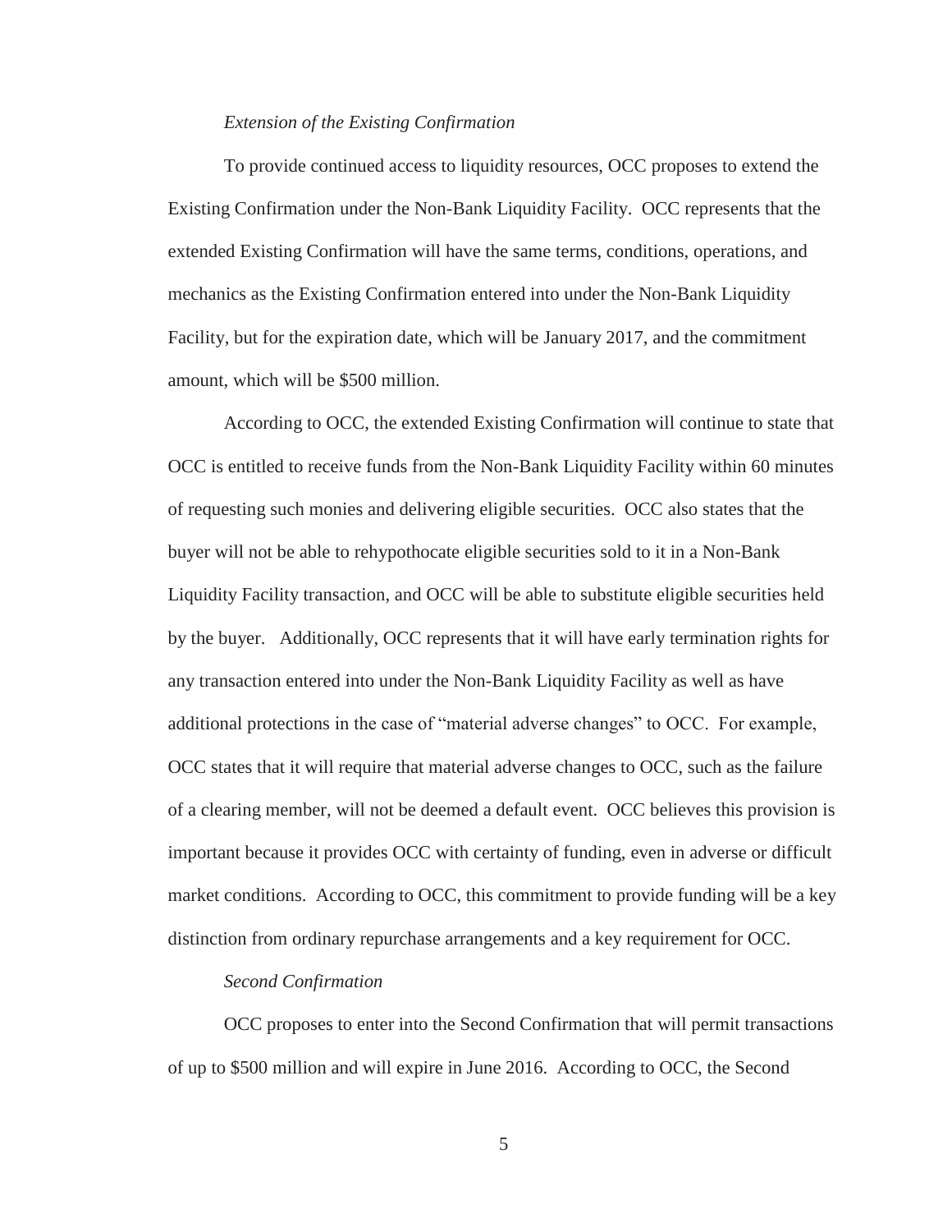*Extension of the Existing Confirmation*

To provide continued access to liquidity resources, OCC proposes to extend the Existing Confirmation under the Non-Bank Liquidity Facility. OCC represents that the extended Existing Confirmation will have the same terms, conditions, operations, and mechanics as the Existing Confirmation entered into under the Non-Bank Liquidity Facility, but for the expiration date, which will be January 2017, and the commitment amount, which will be $500 million.

According to OCC, the extended Existing Confirmation will continue to state that OCC is entitled to receive funds from the Non-Bank Liquidity Facility within 60 minutes of requesting such monies and delivering eligible securities. OCC also states that the buyer will not be able to rehypothocate eligible securities sold to it in a Non-Bank Liquidity Facility transaction, and OCC will be able to substitute eligible securities held by the buyer. Additionally, OCC represents that it will have early termination rights for any transaction entered into under the Non-Bank Liquidity Facility as well as have additional protections in the case of "material adverse changes" to OCC. For example, OCC states that it will require that material adverse changes to OCC, such as the failure of a clearing member, will not be deemed a default event. OCC believes this provision is important because it provides OCC with certainty of funding, even in adverse or difficult market conditions. According to OCC, this commitment to provide funding will be a key distinction from ordinary repurchase arrangements and a key requirement for OCC.

*Second Confirmation*

OCC proposes to enter into the Second Confirmation that will permit transactions of up to $500 million and will expire in June 2016. According to OCC, the Second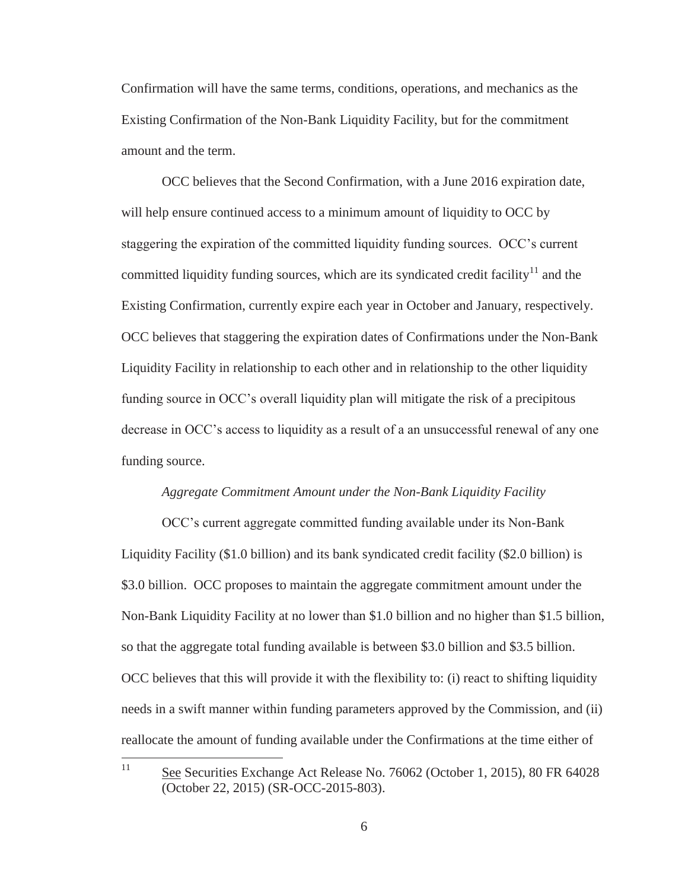Confirmation will have the same terms, conditions, operations, and mechanics as the Existing Confirmation of the Non-Bank Liquidity Facility, but for the commitment amount and the term.

OCC believes that the Second Confirmation, with a June 2016 expiration date, will help ensure continued access to a minimum amount of liquidity to OCC by staggering the expiration of the committed liquidity funding sources. OCC's current committed liquidity funding sources, which are its syndicated credit facility[11] and the Existing Confirmation, currently expire each year in October and January, respectively. OCC believes that staggering the expiration dates of Confirmations under the Non-Bank Liquidity Facility in relationship to each other and in relationship to the other liquidity funding source in OCC's overall liquidity plan will mitigate the risk of a precipitous decrease in OCC's access to liquidity as a result of a an unsuccessful renewal of any one funding source.

*Aggregate Commitment Amount under the Non-Bank Liquidity Facility*

OCC's current aggregate committed funding available under its Non-Bank Liquidity Facility ($1.0 billion) and its bank syndicated credit facility ($2.0 billion) is $3.0 billion. OCC proposes to maintain the aggregate commitment amount under the Non-Bank Liquidity Facility at no lower than $1.0 billion and no higher than $1.5 billion, so that the aggregate total funding available is between $3.0 billion and $3.5 billion. OCC believes that this will provide it with the flexibility to: (i) react to shifting liquidity needs in a swift manner within funding parameters approved by the Commission, and (ii) reallocate the amount of funding available under the Confirmations at the time either of

---

[11] See Securities Exchange Act Release No. 76062 (October 1, 2015), 80 FR 64028 (October 22, 2015) (SR-OCC-2015-803).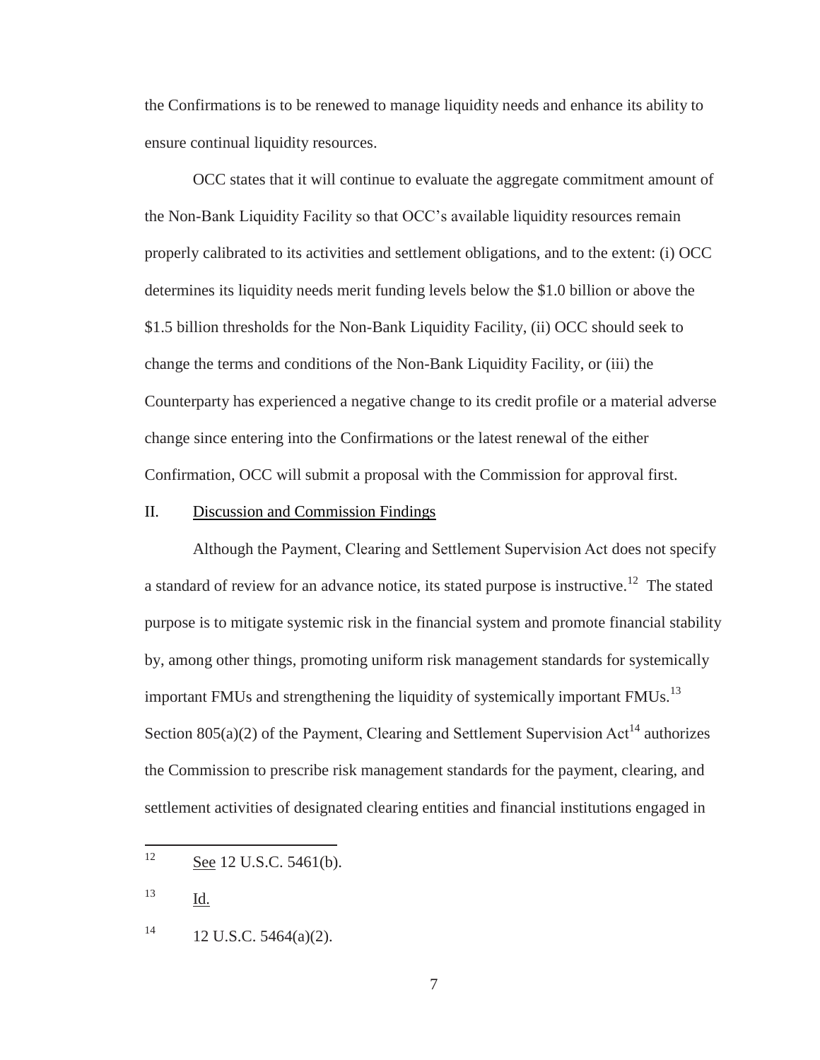the Confirmations is to be renewed to manage liquidity needs and enhance its ability to ensure continual liquidity resources.

OCC states that it will continue to evaluate the aggregate commitment amount of the Non-Bank Liquidity Facility so that OCC's available liquidity resources remain properly calibrated to its activities and settlement obligations, and to the extent: (i) OCC determines its liquidity needs merit funding levels below the \$1.0 billion or above the \$1.5 billion thresholds for the Non-Bank Liquidity Facility, (ii) OCC should seek to change the terms and conditions of the Non-Bank Liquidity Facility, or (iii) the Counterparty has experienced a negative change to its credit profile or a material adverse change since entering into the Confirmations or the latest renewal of the either Confirmation, OCC will submit a proposal with the Commission for approval first.

## II. Discussion and Commission Findings

Although the Payment, Clearing and Settlement Supervision Act does not specify a standard of review for an advance notice, its stated purpose is instructive.[12] The stated purpose is to mitigate systemic risk in the financial system and promote financial stability by, among other things, promoting uniform risk management standards for systemically important FMUs and strengthening the liquidity of systemically important FMUs.[13] Section 805(a)(2) of the Payment, Clearing and Settlement Supervision Act[14] authorizes the Commission to prescribe risk management standards for the payment, clearing, and settlement activities of designated clearing entities and financial institutions engaged in

---

[12] See 12 U.S.C. 5461(b).

[13] Id.

[14] 12 U.S.C. 5464(a)(2).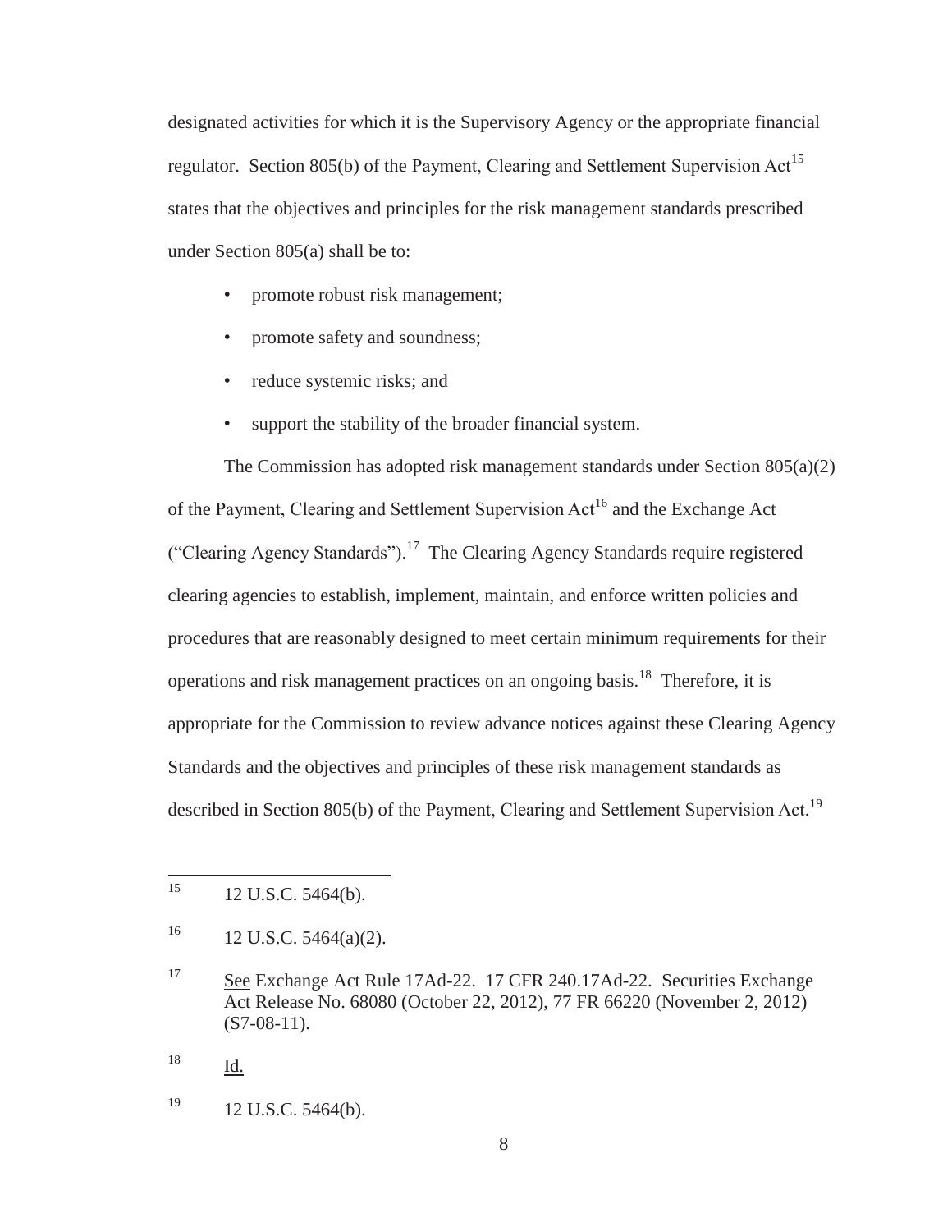designated activities for which it is the Supervisory Agency or the appropriate financial regulator. Section 805(b) of the Payment, Clearing and Settlement Supervision Act[15] states that the objectives and principles for the risk management standards prescribed under Section 805(a) shall be to:

- promote robust risk management;
- promote safety and soundness;
- reduce systemic risks; and
- support the stability of the broader financial system.

The Commission has adopted risk management standards under Section 805(a)(2) of the Payment, Clearing and Settlement Supervision Act[16] and the Exchange Act ("Clearing Agency Standards").[17] The Clearing Agency Standards require registered clearing agencies to establish, implement, maintain, and enforce written policies and procedures that are reasonably designed to meet certain minimum requirements for their operations and risk management practices on an ongoing basis.[18] Therefore, it is appropriate for the Commission to review advance notices against these Clearing Agency Standards and the objectives and principles of these risk management standards as described in Section 805(b) of the Payment, Clearing and Settlement Supervision Act.[19]

---

[15] 12 U.S.C. 5464(b).

[16] 12 U.S.C. 5464(a)(2).

[17] See Exchange Act Rule 17Ad-22. 17 CFR 240.17Ad-22. Securities Exchange Act Release No. 68080 (October 22, 2012), 77 FR 66220 (November 2, 2012) (S7-08-11).

[18] Id.

[19] 12 U.S.C. 5464(b).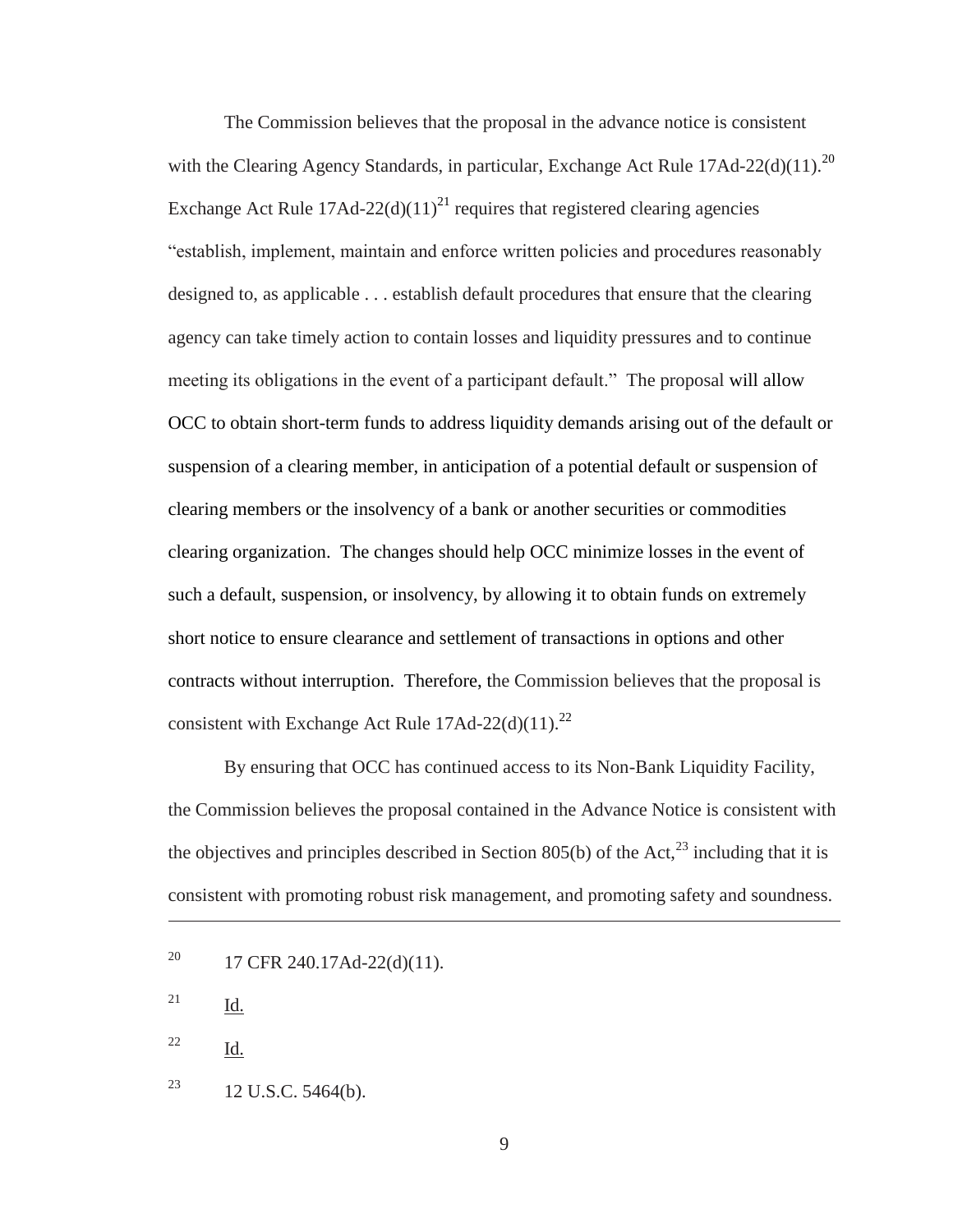The Commission believes that the proposal in the advance notice is consistent with the Clearing Agency Standards, in particular, Exchange Act Rule 17Ad-22(d)(11).[20] Exchange Act Rule 17Ad-22(d)(11)[21] requires that registered clearing agencies "establish, implement, maintain and enforce written policies and procedures reasonably designed to, as applicable . . . establish default procedures that ensure that the clearing agency can take timely action to contain losses and liquidity pressures and to continue meeting its obligations in the event of a participant default." The proposal will allow OCC to obtain short-term funds to address liquidity demands arising out of the default or suspension of a clearing member, in anticipation of a potential default or suspension of clearing members or the insolvency of a bank or another securities or commodities clearing organization. The changes should help OCC minimize losses in the event of such a default, suspension, or insolvency, by allowing it to obtain funds on extremely short notice to ensure clearance and settlement of transactions in options and other contracts without interruption. Therefore, the Commission believes that the proposal is consistent with Exchange Act Rule 17Ad-22(d)(11).[22]

By ensuring that OCC has continued access to its Non-Bank Liquidity Facility, the Commission believes the proposal contained in the Advance Notice is consistent with the objectives and principles described in Section 805(b) of the Act,[23] including that it is consistent with promoting robust risk management, and promoting safety and soundness.

---

[20] 17 CFR 240.17Ad-22(d)(11).

[21] Id.

[22] Id.

[23] 12 U.S.C. 5464(b).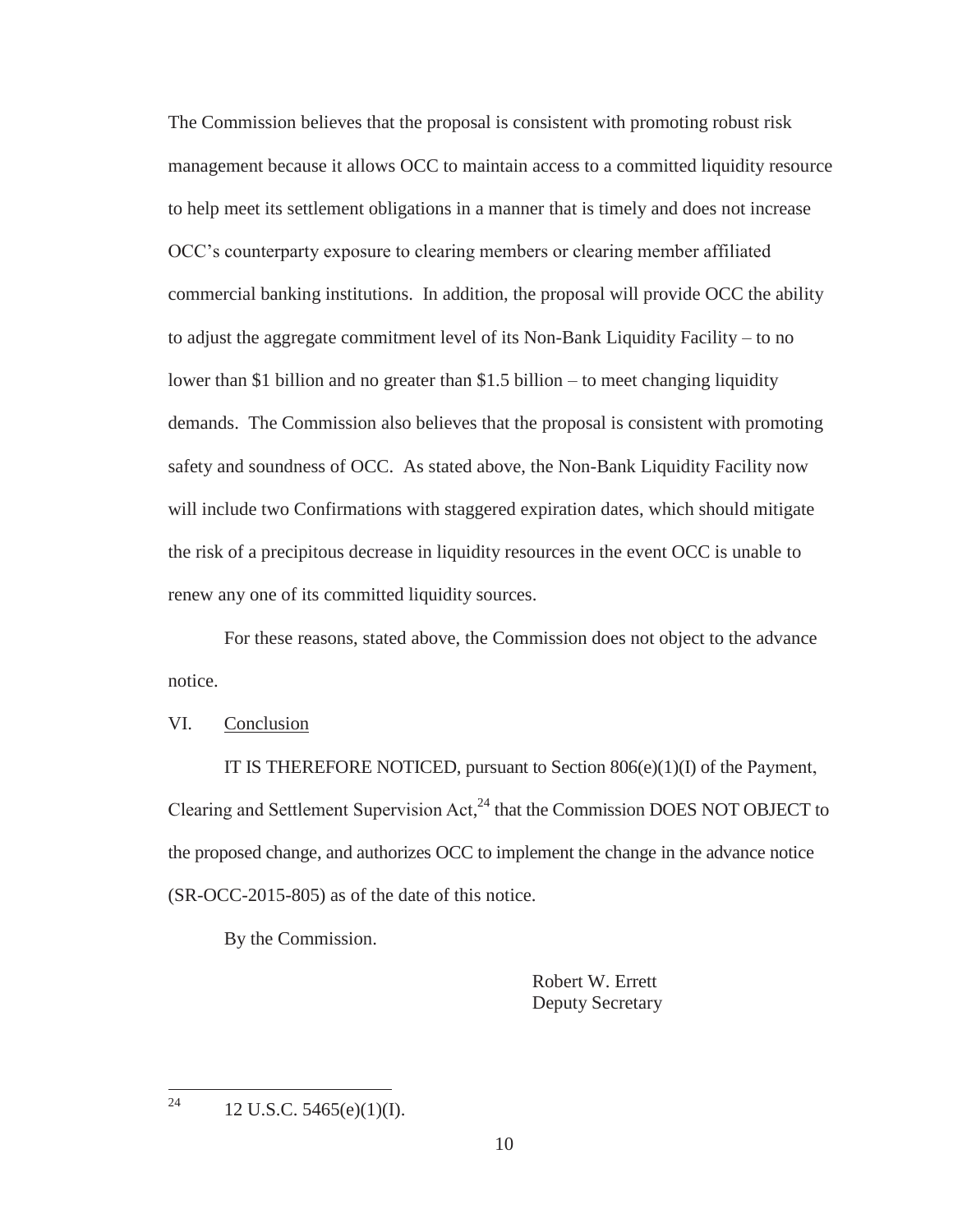The Commission believes that the proposal is consistent with promoting robust risk management because it allows OCC to maintain access to a committed liquidity resource to help meet its settlement obligations in a manner that is timely and does not increase OCC's counterparty exposure to clearing members or clearing member affiliated commercial banking institutions. In addition, the proposal will provide OCC the ability to adjust the aggregate commitment level of its Non-Bank Liquidity Facility – to no lower than $1 billion and no greater than $1.5 billion – to meet changing liquidity demands. The Commission also believes that the proposal is consistent with promoting safety and soundness of OCC. As stated above, the Non-Bank Liquidity Facility now will include two Confirmations with staggered expiration dates, which should mitigate the risk of a precipitous decrease in liquidity resources in the event OCC is unable to renew any one of its committed liquidity sources.

For these reasons, stated above, the Commission does not object to the advance notice.

## VI. Conclusion

IT IS THEREFORE NOTICED, pursuant to Section 806(e)(1)(I) of the Payment, Clearing and Settlement Supervision Act,[24] that the Commission DOES NOT OBJECT to the proposed change, and authorizes OCC to implement the change in the advance notice (SR-OCC-2015-805) as of the date of this notice.

By the Commission.

Robert W. Errett
Deputy Secretary

---

[24] 12 U.S.C. 5465(e)(1)(I).